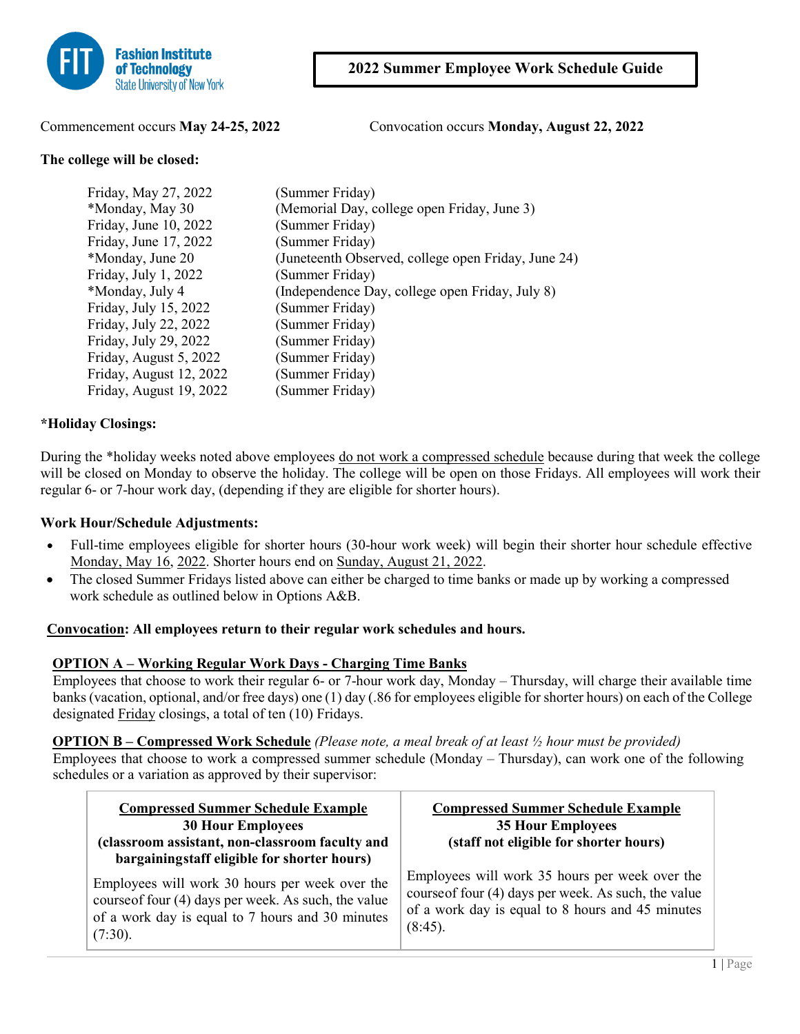Fashion Institute of Technology
State University of New York

# 2022 Summer Employee Work Schedule Guide

Commencement occurs **May 24-25, 2022**

Convocation occurs **Monday, August 22, 2022**

**The college will be closed:**

| | |
|---|---|
| Friday, May 27, 2022 | (Summer Friday) |
| *Monday, May 30 | (Memorial Day, college open Friday, June 3) |
| Friday, June 10, 2022 | (Summer Friday) |
| Friday, June 17, 2022 | (Summer Friday) |
| *Monday, June 20 | (Juneteenth Observed, college open Friday, June 24) |
| Friday, July 1, 2022 | (Summer Friday) |
| *Monday, July 4 | (Independence Day, college open Friday, July 8) |
| Friday, July 15, 2022 | (Summer Friday) |
| Friday, July 22, 2022 | (Summer Friday) |
| Friday, July 29, 2022 | (Summer Friday) |
| Friday, August 5, 2022 | (Summer Friday) |
| Friday, August 12, 2022 | (Summer Friday) |
| Friday, August 19, 2022 | (Summer Friday) |

**\*Holiday Closings:**

During the *holiday weeks noted above employees do not work a compressed schedule because during that week the college will be closed on Monday to observe the holiday. The college will be open on those Fridays. All employees will work their regular 6- or 7-hour work day, (depending if they are eligible for shorter hours).

**Work Hour/Schedule Adjustments:**

- Full-time employees eligible for shorter hours (30-hour work week) will begin their shorter hour schedule effective Monday, May 16, 2022. Shorter hours end on Sunday, August 21, 2022.
- The closed Summer Fridays listed above can either be charged to time banks or made up by working a compressed work schedule as outlined below in Options A&B.

**Convocation: All employees return to their regular work schedules and hours.**

**OPTION A – Working Regular Work Days - Charging Time Banks**

Employees that choose to work their regular 6- or 7-hour work day, Monday – Thursday, will charge their available time banks (vacation, optional, and/or free days) one (1) day (.86 for employees eligible for shorter hours) on each of the College designated Friday closings, a total of ten (10) Fridays.

**OPTION B – Compressed Work Schedule** *(Please note, a meal break of at least ½ hour must be provided)*

Employees that choose to work a compressed summer schedule (Monday – Thursday), can work one of the following schedules or a variation as approved by their supervisor:

| **Compressed Summer Schedule Example**<br>**30 Hour Employees**<br>**(classroom assistant, non-classroom faculty and bargainingstaff eligible for shorter hours)** | **Compressed Summer Schedule Example**<br>**35 Hour Employees**<br>**(staff not eligible for shorter hours)** |
|---|---|
| Employees will work 30 hours per week over the courseof four (4) days per week. As such, the value of a work day is equal to 7 hours and 30 minutes (7:30). | Employees will work 35 hours per week over the courseof four (4) days per week. As such, the value of a work day is equal to 8 hours and 45 minutes (8:45). |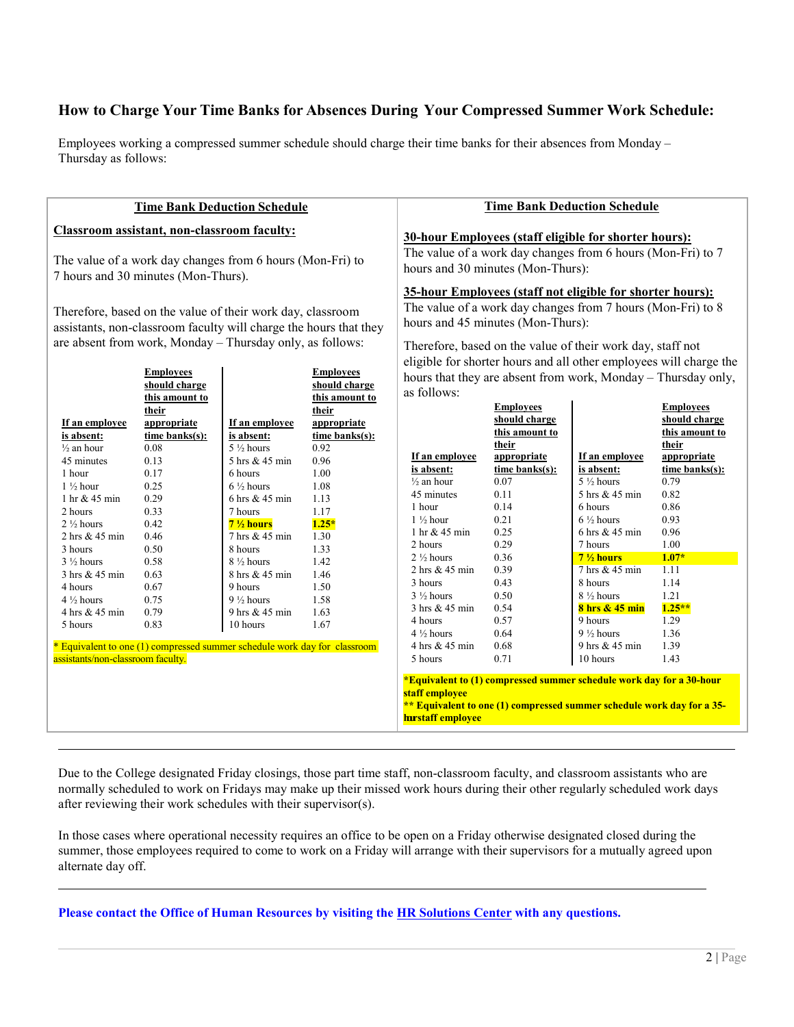## How to Charge Your Time Banks for Absences During Your Compressed Summer Work Schedule:

Employees working a compressed summer schedule should charge their time banks for their absences from Monday – Thursday as follows:

### Time Bank Deduction Schedule

**Classroom assistant, non-classroom faculty:**

The value of a work day changes from 6 hours (Mon-Fri) to 7 hours and 30 minutes (Mon-Thurs).

Therefore, based on the value of their work day, classroom assistants, non-classroom faculty will charge the hours that they are absent from work, Monday – Thursday only, as follows:

| If an employee is absent: | Employees should charge this amount to their appropriate time banks(s): | If an employee is absent: | Employees should charge this amount to their appropriate time banks(s): |
|---|---|---|---|
| ½ an hour | 0.08 | 5 ½ hours | 0.92 |
| 45 minutes | 0.13 | 5 hrs & 45 min | 0.96 |
| 1 hour | 0.17 | 6 hours | 1.00 |
| 1 ½ hour | 0.25 | 6 ½ hours | 1.08 |
| 1 hr & 45 min | 0.29 | 6 hrs & 45 min | 1.13 |
| 2 hours | 0.33 | 7 hours | 1.17 |
| 2 ½ hours | 0.42 | **7 ½ hours** | **1.25*** |
| 2 hrs & 45 min | 0.46 | 7 hrs & 45 min | 1.30 |
| 3 hours | 0.50 | 8 hours | 1.33 |
| 3 ½ hours | 0.58 | 8 ½ hours | 1.42 |
| 3 hrs & 45 min | 0.63 | 8 hrs & 45 min | 1.46 |
| 4 hours | 0.67 | 9 hours | 1.50 |
| 4 ½ hours | 0.75 | 9 ½ hours | 1.58 |
| 4 hrs & 45 min | 0.79 | 9 hrs & 45 min | 1.63 |
| 5 hours | 0.83 | 10 hours | 1.67 |

* Equivalent to one (1) compressed summer schedule work day for classroom assistants/non-classroom faculty.

### Time Bank Deduction Schedule

**30-hour Employees (staff eligible for shorter hours):**

The value of a work day changes from 6 hours (Mon-Fri) to 7 hours and 30 minutes (Mon-Thurs):

**35-hour Employees (staff not eligible for shorter hours):**

The value of a work day changes from 7 hours (Mon-Fri) to 8 hours and 45 minutes (Mon-Thurs):

Therefore, based on the value of their work day, staff not eligible for shorter hours and all other employees will charge the hours that they are absent from work, Monday – Thursday only, as follows:

| If an employee is absent: | Employees should charge this amount to their appropriate time banks(s): | If an employee is absent: | Employees should charge this amount to their appropriate time banks(s): |
|---|---|---|---|
| ½ an hour | 0.07 | 5 ½ hours | 0.79 |
| 45 minutes | 0.11 | 5 hrs & 45 min | 0.82 |
| 1 hour | 0.14 | 6 hours | 0.86 |
| 1 ½ hour | 0.21 | 6 ½ hours | 0.93 |
| 1 hr & 45 min | 0.25 | 6 hrs & 45 min | 0.96 |
| 2 hours | 0.29 | 7 hours | 1.00 |
| 2 ½ hours | 0.36 | **7 ½ hours** | **1.07*** |
| 2 hrs & 45 min | 0.39 | 7 hrs & 45 min | 1.11 |
| 3 hours | 0.43 | 8 hours | 1.14 |
| 3 ½ hours | 0.50 | 8 ½ hours | 1.21 |
| 3 hrs & 45 min | 0.54 | **8 hrs & 45 min** | **1.25**** |
| 4 hours | 0.57 | 9 hours | 1.29 |
| 4 ½ hours | 0.64 | 9 ½ hours | 1.36 |
| 4 hrs & 45 min | 0.68 | 9 hrs & 45 min | 1.39 |
| 5 hours | 0.71 | 10 hours | 1.43 |

**\*Equivalent to (1) compressed summer schedule work day for a 30-hour staff employee**

**\*\* Equivalent to one (1) compressed summer schedule work day for a 35-hr staff employee**

---

Due to the College designated Friday closings, those part time staff, non-classroom faculty, and classroom assistants who are normally scheduled to work on Fridays may make up their missed work hours during their other regularly scheduled work days after reviewing their work schedules with their supervisor(s).

In those cases where operational necessity requires an office to be open on a Friday otherwise designated closed during the summer, those employees required to come to work on a Friday will arrange with their supervisors for a mutually agreed upon alternate day off.

---

**Please contact the Office of Human Resources by visiting the HR Solutions Center with any questions.**